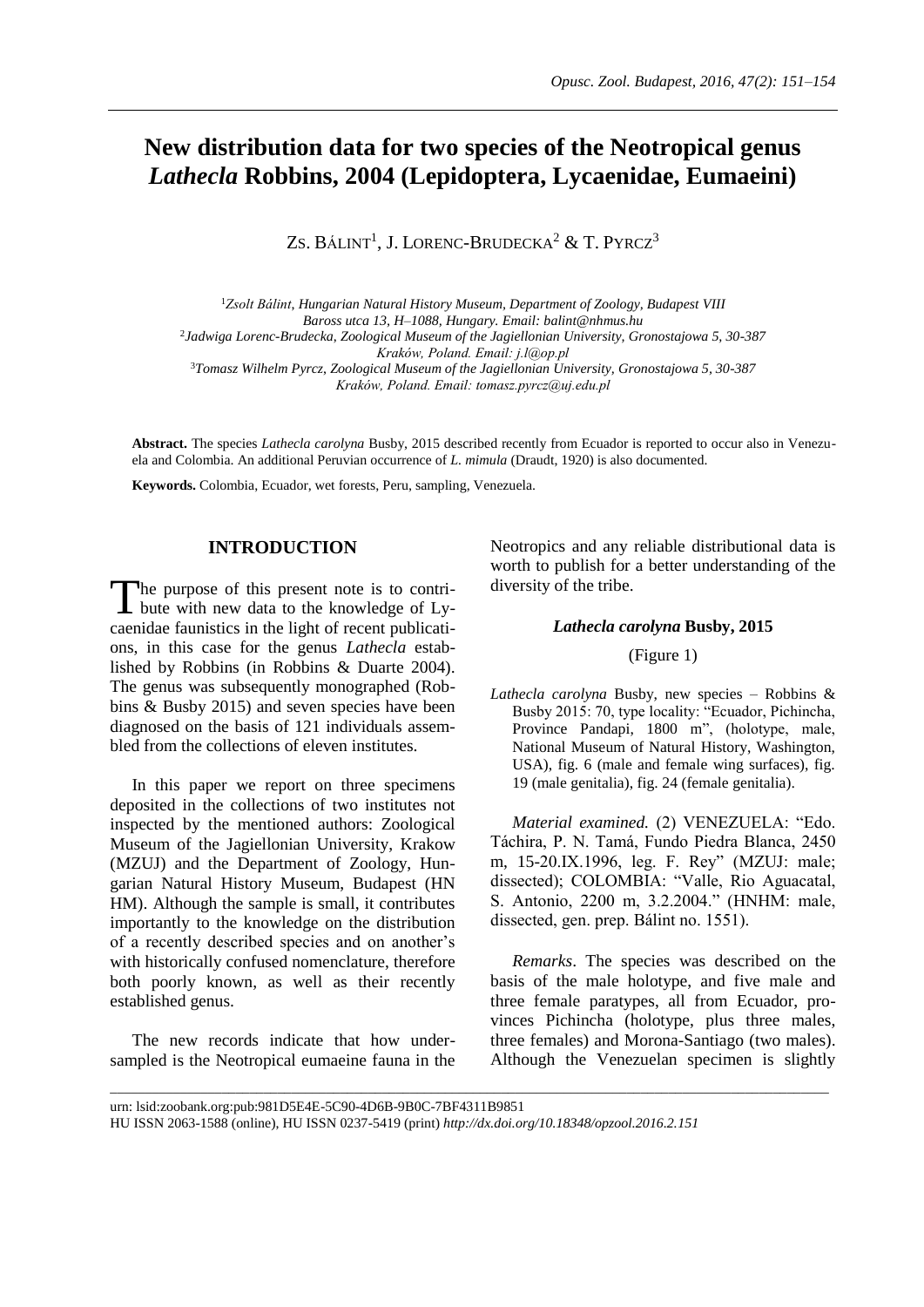# New distribution data for two species of the Neotropical genus *Lathecla* Robbins, 2004 (Lepidoptera, Lycaenidae, Eumaeini)

Zs. Bálint[1], J. Lorenc-Brudecka[2] & T. Pyrcz[3]

[1]*Zsolt Bálint, Hungarian Natural History Museum, Department of Zoology, Budapest VIII Baross utca 13, H–1088, Hungary. Email: balint@nhmus.hu*
[2]*Jadwiga Lorenc-Brudecka, Zoological Museum of the Jagiellonian University, Gronostajowa 5, 30-387 Kraków, Poland. Email: j.l@op.pl*
[3]*Tomasz Wilhelm Pyrcz, Zoological Museum of the Jagiellonian University, Gronostajowa 5, 30-387 Kraków, Poland. Email: tomasz.pyrcz@uj.edu.pl*

**Abstract.** The species *Lathecla carolyna* Busby, 2015 described recently from Ecuador is reported to occur also in Venezuela and Colombia. An additional Peruvian occurrence of *L. mimula* (Draudt, 1920) is also documented.

**Keywords.** Colombia, Ecuador, wet forests, Peru, sampling, Venezuela.

## INTRODUCTION

The purpose of this present note is to contribute with new data to the knowledge of Lycaenidae faunistics in the light of recent publications, in this case for the genus *Lathecla* established by Robbins (in Robbins & Duarte 2004). The genus was subsequently monographed (Robbins & Busby 2015) and seven species have been diagnosed on the basis of 121 individuals assembled from the collections of eleven institutes.

In this paper we report on three specimens deposited in the collections of two institutes not inspected by the mentioned authors: Zoological Museum of the Jagiellonian University, Krakow (MZUJ) and the Department of Zoology, Hungarian Natural History Museum, Budapest (HNHM). Although the sample is small, it contributes importantly to the knowledge on the distribution of a recently described species and on another's with historically confused nomenclature, therefore both poorly known, as well as their recently established genus.

The new records indicate that how undersampled is the Neotropical eumaeine fauna in the Neotropics and any reliable distributional data is worth to publish for a better understanding of the diversity of the tribe.

### *Lathecla carolyna* Busby, 2015

(Figure 1)

*Lathecla carolyna* Busby, new species – Robbins & Busby 2015: 70, type locality: "Ecuador, Pichincha, Province Pandapi, 1800 m", (holotype, male, National Museum of Natural History, Washington, USA), fig. 6 (male and female wing surfaces), fig. 19 (male genitalia), fig. 24 (female genitalia).

*Material examined.* (2) VENEZUELA: "Edo. Táchira, P. N. Tamá, Fundo Piedra Blanca, 2450 m, 15-20.IX.1996, leg. F. Rey" (MZUJ: male; dissected); COLOMBIA: "Valle, Rio Aguacatal, S. Antonio, 2200 m, 3.2.2004." (HNHM: male, dissected, gen. prep. Bálint no. 1551).

*Remarks*. The species was described on the basis of the male holotype, and five male and three female paratypes, all from Ecuador, provinces Pichincha (holotype, plus three males, three females) and Morona-Santiago (two males). Although the Venezuelan specimen is slightly

urn: lsid:zoobank.org:pub:981D5E4E-5C90-4D6B-9B0C-7BF4311B9851
HU ISSN 2063-1588 (online), HU ISSN 0237-5419 (print) *http://dx.doi.org/10.18348/opzool.2016.2.151*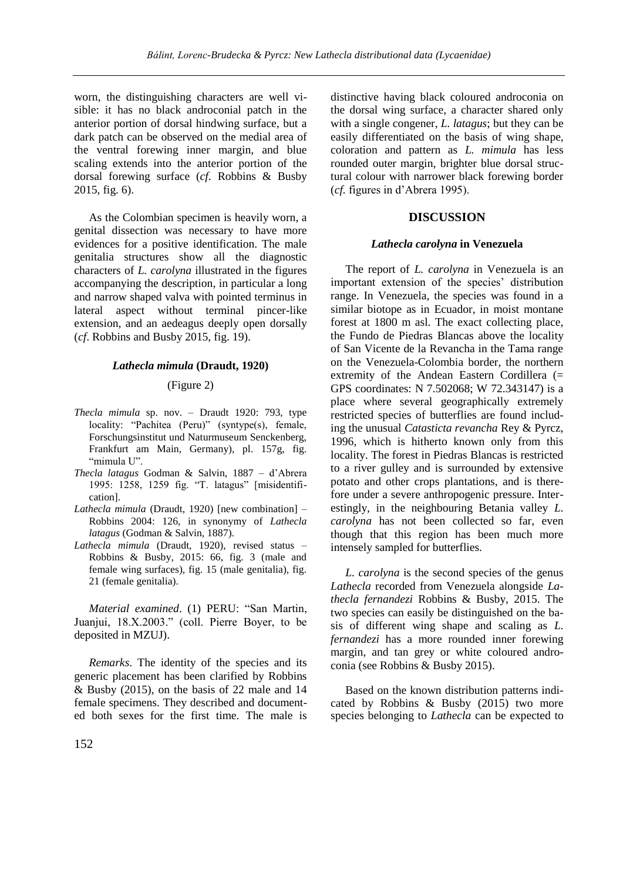worn, the distinguishing characters are well visible: it has no black androconial patch in the anterior portion of dorsal hindwing surface, but a dark patch can be observed on the medial area of the ventral forewing inner margin, and blue scaling extends into the anterior portion of the dorsal forewing surface (*cf*. Robbins & Busby 2015, fig. 6).

As the Colombian specimen is heavily worn, a genital dissection was necessary to have more evidences for a positive identification. The male genitalia structures show all the diagnostic characters of *L. carolyna* illustrated in the figures accompanying the description, in particular a long and narrow shaped valva with pointed terminus in lateral aspect without terminal pincer-like extension, and an aedeagus deeply open dorsally (*cf*. Robbins and Busby 2015, fig. 19).

### *Lathecla mimula* (Draudt, 1920)

(Figure 2)

*Thecla mimula* sp. nov. – Draudt 1920: 793, type locality: "Pachitea (Peru)" (syntype(s), female, Forschungsinstitut und Naturmuseum Senckenberg, Frankfurt am Main, Germany), pl. 157g, fig. "mimula U".

*Thecla latagus* Godman & Salvin, 1887 – d'Abrera 1995: 1258, 1259 fig. "T. latagus" [misidentification].

*Lathecla mimula* (Draudt, 1920) [new combination] – Robbins 2004: 126, in synonymy of *Lathecla latagus* (Godman & Salvin, 1887).

*Lathecla mimula* (Draudt, 1920), revised status – Robbins & Busby, 2015: 66, fig. 3 (male and female wing surfaces), fig. 15 (male genitalia), fig. 21 (female genitalia).

*Material examined*. (1) PERU: "San Martin, Juanjui, 18.X.2003." (coll. Pierre Boyer, to be deposited in MZUJ).

*Remarks*. The identity of the species and its generic placement has been clarified by Robbins & Busby (2015), on the basis of 22 male and 14 female specimens. They described and documented both sexes for the first time. The male is distinctive having black coloured androconia on the dorsal wing surface, a character shared only with a single congener, *L. latagus*; but they can be easily differentiated on the basis of wing shape, coloration and pattern as *L. mimula* has less rounded outer margin, brighter blue dorsal structural colour with narrower black forewing border (*cf.* figures in d'Abrera 1995).

## DISCUSSION

### *Lathecla carolyna* in Venezuela

The report of *L. carolyna* in Venezuela is an important extension of the species' distribution range. In Venezuela, the species was found in a similar biotope as in Ecuador, in moist montane forest at 1800 m asl. The exact collecting place, the Fundo de Piedras Blancas above the locality of San Vicente de la Revancha in the Tama range on the Venezuela-Colombia border, the northern extremity of the Andean Eastern Cordillera (= GPS coordinates: N 7.502068; W 72.343147) is a place where several geographically extremely restricted species of butterflies are found including the unusual *Catasticta revancha* Rey & Pyrcz, 1996, which is hitherto known only from this locality. The forest in Piedras Blancas is restricted to a river gulley and is surrounded by extensive potato and other crops plantations, and is therefore under a severe anthropogenic pressure. Interestingly, in the neighbouring Betania valley *L. carolyna* has not been collected so far, even though that this region has been much more intensely sampled for butterflies.

*L. carolyna* is the second species of the genus *Lathecla* recorded from Venezuela alongside *Lathecla fernandezi* Robbins & Busby, 2015. The two species can easily be distinguished on the basis of different wing shape and scaling as *L. fernandezi* has a more rounded inner forewing margin, and tan grey or white coloured androconia (see Robbins & Busby 2015).

Based on the known distribution patterns indicated by Robbins & Busby (2015) two more species belonging to *Lathecla* can be expected to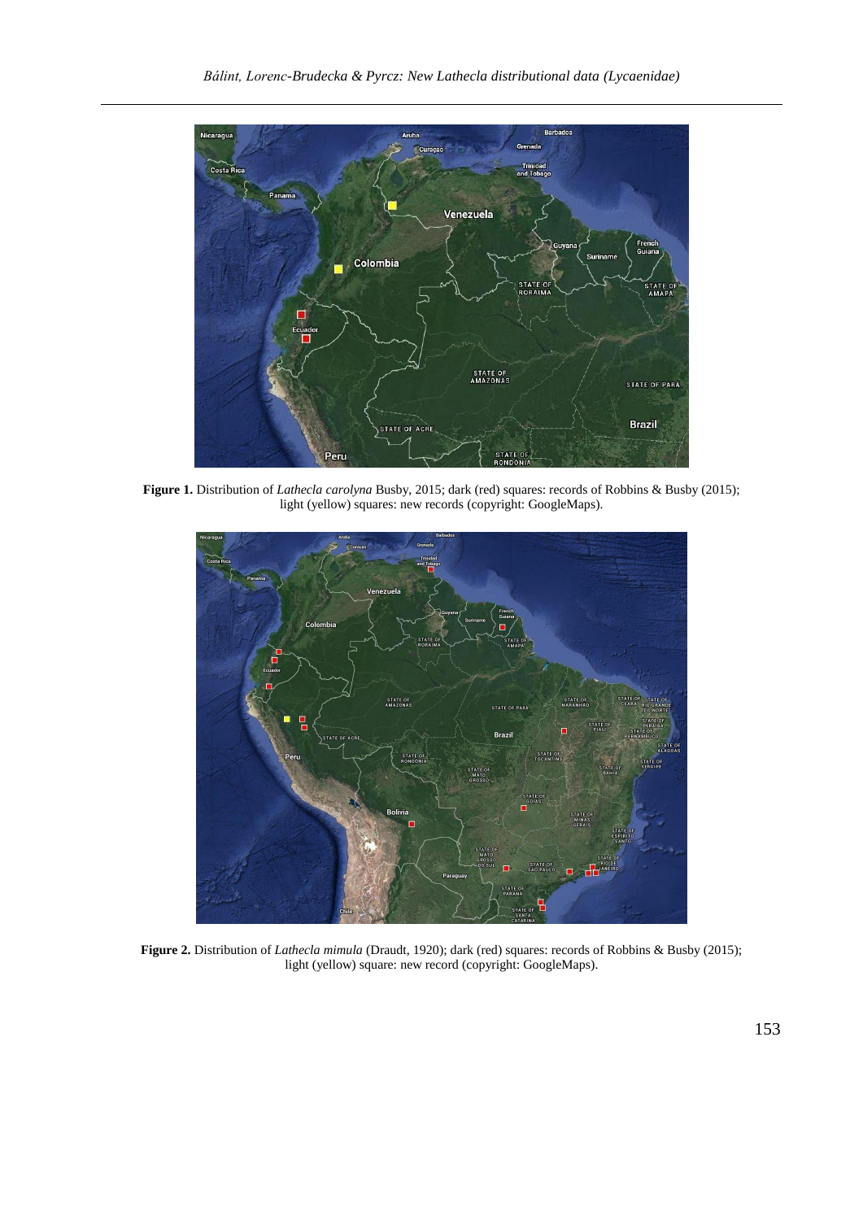**Figure 1.** Distribution of *Lathecla carolyna* Busby, 2015; dark (red) squares: records of Robbins & Busby (2015); light (yellow) squares: new records (copyright: GoogleMaps).

**Figure 2.** Distribution of *Lathecla mimula* (Draudt, 1920); dark (red) squares: records of Robbins & Busby (2015); light (yellow) square: new record (copyright: GoogleMaps).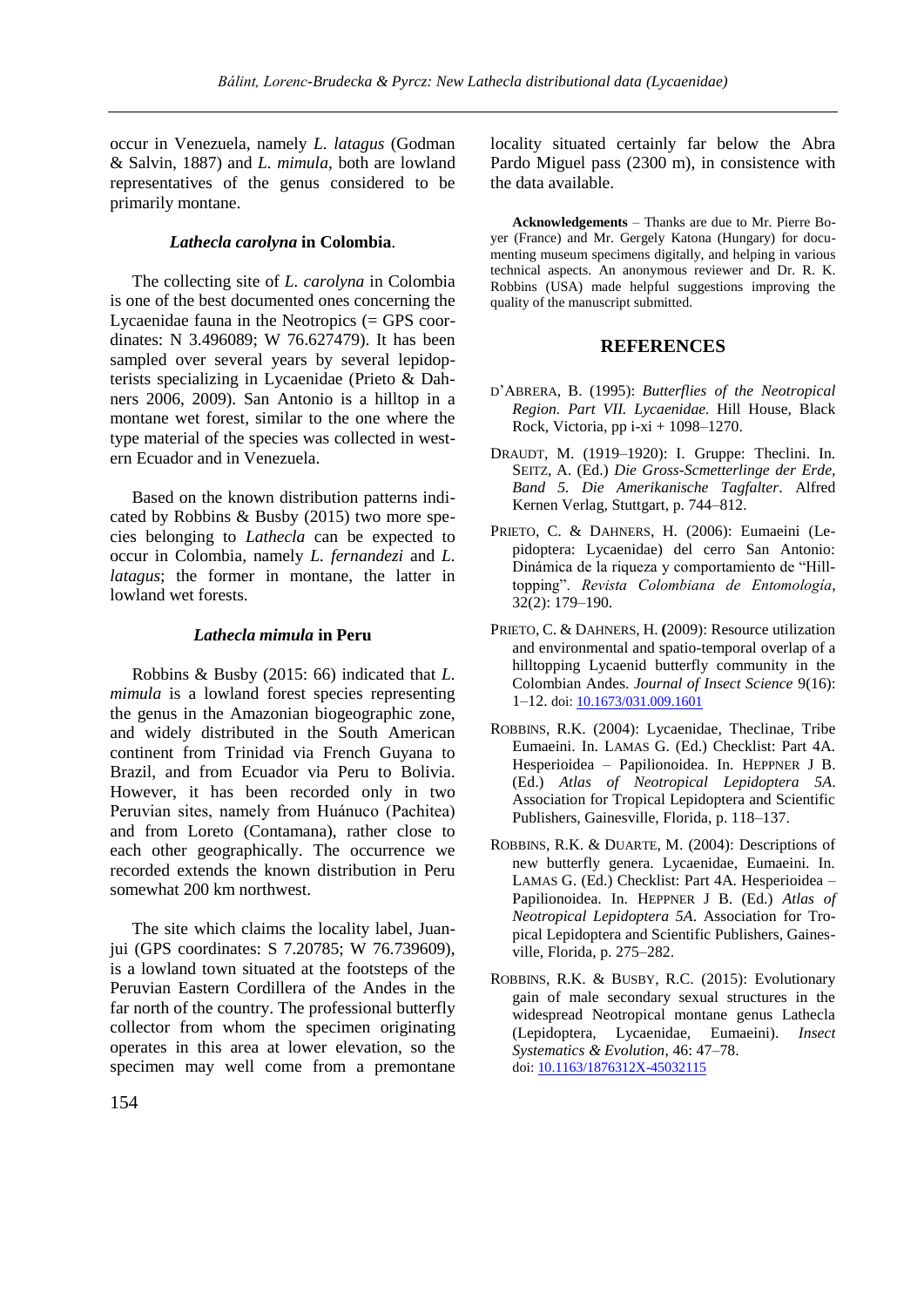occur in Venezuela, namely *L. latagus* (Godman & Salvin, 1887) and *L. mimula*, both are lowland representatives of the genus considered to be primarily montane.

### *Lathecla carolyna* in Colombia.

The collecting site of *L. carolyna* in Colombia is one of the best documented ones concerning the Lycaenidae fauna in the Neotropics (= GPS coordinates: N 3.496089; W 76.627479). It has been sampled over several years by several lepidopterists specializing in Lycaenidae (Prieto & Dahners 2006, 2009). San Antonio is a hilltop in a montane wet forest, similar to the one where the type material of the species was collected in western Ecuador and in Venezuela.

Based on the known distribution patterns indicated by Robbins & Busby (2015) two more species belonging to *Lathecla* can be expected to occur in Colombia, namely *L. fernandezi* and *L. latagus*; the former in montane, the latter in lowland wet forests.

### *Lathecla mimula* in Peru

Robbins & Busby (2015: 66) indicated that *L. mimula* is a lowland forest species representing the genus in the Amazonian biogeographic zone, and widely distributed in the South American continent from Trinidad via French Guyana to Brazil, and from Ecuador via Peru to Bolivia. However, it has been recorded only in two Peruvian sites, namely from Huánuco (Pachitea) and from Loreto (Contamana), rather close to each other geographically. The occurrence we recorded extends the known distribution in Peru somewhat 200 km northwest.

The site which claims the locality label, Juanjui (GPS coordinates: S 7.20785; W 76.739609), is a lowland town situated at the footsteps of the Peruvian Eastern Cordillera of the Andes in the far north of the country. The professional butterfly collector from whom the specimen originating operates in this area at lower elevation, so the specimen may well come from a premontane locality situated certainly far below the Abra Pardo Miguel pass (2300 m), in consistence with the data available.

**Acknowledgements** – Thanks are due to Mr. Pierre Boyer (France) and Mr. Gergely Katona (Hungary) for documenting museum specimens digitally, and helping in various technical aspects. An anonymous reviewer and Dr. R. K. Robbins (USA) made helpful suggestions improving the quality of the manuscript submitted.

## REFERENCES

D'ABRERA, B. (1995): *Butterflies of the Neotropical Region. Part VII. Lycaenidae.* Hill House, Black Rock, Victoria, pp i-xi + 1098–1270.

DRAUDT, M. (1919–1920): I. Gruppe: Theclini. In. SEITZ, A. (Ed.) *Die Gross-Scmetterlinge der Erde, Band 5. Die Amerikanische Tagfalter*. Alfred Kernen Verlag, Stuttgart, p. 744–812.

PRIETO, C. & DAHNERS, H. (2006): Eumaeini (Lepidoptera: Lycaenidae) del cerro San Antonio: Dinámica de la riqueza y comportamiento de "Hilltopping". *Revista Colombiana de Entomología*, 32(2): 179–190.

PRIETO, C. & DAHNERS, H. (2009): Resource utilization and environmental and spatio-temporal overlap of a hilltopping Lycaenid butterfly community in the Colombian Andes. *Journal of Insect Science* 9(16): 1–12. doi: 10.1673/031.009.1601

ROBBINS, R.K. (2004): Lycaenidae, Theclinae, Tribe Eumaeini. In. LAMAS G. (Ed.) Checklist: Part 4A. Hesperioidea – Papilionoidea. In. HEPPNER J B. (Ed.) *Atlas of Neotropical Lepidoptera 5A*. Association for Tropical Lepidoptera and Scientific Publishers, Gainesville, Florida, p. 118–137.

ROBBINS, R.K. & DUARTE, M. (2004): Descriptions of new butterfly genera. Lycaenidae, Eumaeini. In. LAMAS G. (Ed.) Checklist: Part 4A. Hesperioidea – Papilionoidea. In. HEPPNER J B. (Ed.) *Atlas of Neotropical Lepidoptera 5A*. Association for Tropical Lepidoptera and Scientific Publishers, Gainesville, Florida, p. 275–282.

ROBBINS, R.K. & BUSBY, R.C. (2015): Evolutionary gain of male secondary sexual structures in the widespread Neotropical montane genus Lathecla (Lepidoptera, Lycaenidae, Eumaeini). *Insect Systematics & Evolution*, 46: 47–78. doi: 10.1163/1876312X-45032115